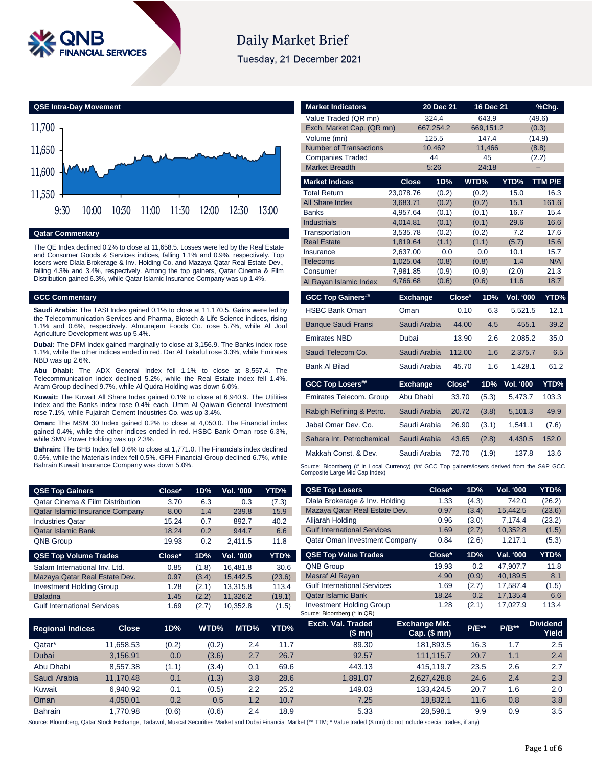# Daily Market Brief

Tuesday, 21 December 2021

## QSE Intra-Day Movement

## Qatar Commentary

The QE Index declined 0.2% to close at 11,658.5. Losses were led by the Real Estate and Consumer Goods & Services indices, falling 1.1% and 0.9%, respectively. Top losers were Dlala Brokerage & Inv. Holding Co. and Mazaya Qatar Real Estate Dev., falling 4.3% and 3.4%, respectively. Among the top gainers, Qatar Cinema & Film Distribution gained 6.3%, while Qatar Islamic Insurance Company was up 1.4%.

## GCC Commentary

**Saudi Arabia:** The TASI Index gained 0.1% to close at 11,170.5. Gains were led by the Telecommunication Services and Pharma, Biotech & Life Science indices, rising 1.1% and 0.6%, respectively. Almunajem Foods Co. rose 5.7%, while Al Jouf Agriculture Development was up 5.4%.

**Dubai:** The DFM Index gained marginally to close at 3,156.9. The Banks index rose 1.1%, while the other indices ended in red. Dar Al Takaful rose 3.3%, while Emirates NBD was up 2.6%.

**Abu Dhabi:** The ADX General Index fell 1.1% to close at 8,557.4. The Telecommunication index declined 5.2%, while the Real Estate index fell 1.4%. Aram Group declined 9.7%, while Al Qudra Holding was down 6.0%.

**Kuwait:** The Kuwait All Share Index gained 0.1% to close at 6,940.9. The Utilities index and the Banks index rose 0.4% each. Umm Al Qaiwain General Investment rose 7.1%, while Fujairah Cement Industries Co. was up 3.4%.

**Oman:** The MSM 30 Index gained 0.2% to close at 4,050.0. The Financial index gained 0.4%, while the other indices ended in red. HSBC Bank Oman rose 6.3%, while SMN Power Holding was up 2.3%.

**Bahrain:** The BHB Index fell 0.6% to close at 1,771.0. The Financials index declined 0.6%, while the Materials index fell 0.5%. GFH Financial Group declined 6.7%, while Bahrain Kuwait Insurance Company was down 5.0%.

| Market Indicators | 20 Dec 21 | 16 Dec 21 | %Chg. |
|---|---|---|---|
| Value Traded (QR mn) | 324.4 | 643.9 | (49.6) |
| Exch. Market Cap. (QR mn) | 667,254.2 | 669,151.2 | (0.3) |
| Volume (mn) | 125.5 | 147.4 | (14.9) |
| Number of Transactions | 10,462 | 11,466 | (8.8) |
| Companies Traded | 44 | 45 | (2.2) |
| Market Breadth | 5:26 | 24:18 | – |

| Market Indices | Close | 1D% | WTD% | YTD% | TTM P/E |
|---|---|---|---|---|---|
| Total Return | 23,078.76 | (0.2) | (0.2) | 15.0 | 16.3 |
| All Share Index | 3,683.71 | (0.2) | (0.2) | 15.1 | 161.6 |
| Banks | 4,957.64 | (0.1) | (0.1) | 16.7 | 15.4 |
| Industrials | 4,014.81 | (0.1) | (0.1) | 29.6 | 16.6 |
| Transportation | 3,535.78 | (0.2) | (0.2) | 7.2 | 17.6 |
| Real Estate | 1,819.64 | (1.1) | (1.1) | (5.7) | 15.6 |
| Insurance | 2,637.00 | 0.0 | 0.0 | 10.1 | 15.7 |
| Telecoms | 1,025.04 | (0.8) | (0.8) | 1.4 | N/A |
| Consumer | 7,981.85 | (0.9) | (0.9) | (2.0) | 21.3 |
| Al Rayan Islamic Index | 4,766.68 | (0.6) | (0.6) | 11.6 | 18.7 |

| GCC Top Gainers## | Exchange | Close# | 1D% | Vol. '000 | YTD% |
|---|---|---|---|---|---|
| HSBC Bank Oman | Oman | 0.10 | 6.3 | 5,521.5 | 12.1 |
| Banque Saudi Fransi | Saudi Arabia | 44.00 | 4.5 | 455.1 | 39.2 |
| Emirates NBD | Dubai | 13.90 | 2.6 | 2,085.2 | 35.0 |
| Saudi Telecom Co. | Saudi Arabia | 112.00 | 1.6 | 2,375.7 | 6.5 |
| Bank Al Bilad | Saudi Arabia | 45.70 | 1.6 | 1,428.1 | 61.2 |

| GCC Top Losers## | Exchange | Close# | 1D% | Vol. '000 | YTD% |
|---|---|---|---|---|---|
| Emirates Telecom. Group | Abu Dhabi | 33.70 | (5.3) | 5,473.7 | 103.3 |
| Rabigh Refining & Petro. | Saudi Arabia | 20.72 | (3.8) | 5,101.3 | 49.9 |
| Jabal Omar Dev. Co. | Saudi Arabia | 26.90 | (3.1) | 1,541.1 | (7.6) |
| Sahara Int. Petrochemical | Saudi Arabia | 43.65 | (2.8) | 4,430.5 | 152.0 |
| Makkah Const. & Dev. | Saudi Arabia | 72.70 | (1.9) | 137.8 | 13.6 |

Source: Bloomberg (# in Local Currency) (## GCC Top gainers/losers derived from the S&P GCC Composite Large Mid Cap Index)

| QSE Top Gainers | Close* | 1D% | Vol. '000 | YTD% |
|---|---|---|---|---|
| Qatar Cinema & Film Distribution | 3.70 | 6.3 | 0.3 | (7.3) |
| Qatar Islamic Insurance Company | 8.00 | 1.4 | 239.8 | 15.9 |
| Industries Qatar | 15.24 | 0.7 | 892.7 | 40.2 |
| Qatar Islamic Bank | 18.24 | 0.2 | 944.7 | 6.6 |
| QNB Group | 19.93 | 0.2 | 2,411.5 | 11.8 |

| QSE Top Volume Trades | Close* | 1D% | Vol. '000 | YTD% |
|---|---|---|---|---|
| Salam International Inv. Ltd. | 0.85 | (1.8) | 16,481.8 | 30.6 |
| Mazaya Qatar Real Estate Dev. | 0.97 | (3.4) | 15,442.5 | (23.6) |
| Investment Holding Group | 1.28 | (2.1) | 13,315.8 | 113.4 |
| Baladna | 1.45 | (2.2) | 11,326.2 | (19.1) |
| Gulf International Services | 1.69 | (2.7) | 10,352.8 | (1.5) |

| QSE Top Losers | Close* | 1D% | Vol. '000 | YTD% |
|---|---|---|---|---|
| Dlala Brokerage & Inv. Holding | 1.33 | (4.3) | 742.0 | (26.2) |
| Mazaya Qatar Real Estate Dev. | 0.97 | (3.4) | 15,442.5 | (23.6) |
| Alijarah Holding | 0.96 | (3.0) | 7,174.4 | (23.2) |
| Gulf International Services | 1.69 | (2.7) | 10,352.8 | (1.5) |
| Qatar Oman Investment Company | 0.84 | (2.6) | 1,217.1 | (5.3) |

| QSE Top Value Trades | Close* | 1D% | Val. '000 | YTD% |
|---|---|---|---|---|
| QNB Group | 19.93 | 0.2 | 47,907.7 | 11.8 |
| Masraf Al Rayan | 4.90 | (0.9) | 40,189.5 | 8.1 |
| Gulf International Services | 1.69 | (2.7) | 17,587.4 | (1.5) |
| Qatar Islamic Bank | 18.24 | 0.2 | 17,135.4 | 6.6 |
| Investment Holding Group | 1.28 | (2.1) | 17,027.9 | 113.4 |

Source: Bloomberg (* in QR)

| Regional Indices | Close | 1D% | WTD% | MTD% | YTD% | Exch. Val. Traded ($ mn) | Exchange Mkt. Cap. ($ mn) | P/E** | P/B** | Dividend Yield |
|---|---|---|---|---|---|---|---|---|---|---|
| Qatar* | 11,658.53 | (0.2) | (0.2) | 2.4 | 11.7 | 89.30 | 181,893.5 | 16.3 | 1.7 | 2.5 |
| Dubai | 3,156.91 | 0.0 | (3.6) | 2.7 | 26.7 | 92.57 | 111,115.7 | 20.7 | 1.1 | 2.4 |
| Abu Dhabi | 8,557.38 | (1.1) | (3.4) | 0.1 | 69.6 | 443.13 | 415,119.7 | 23.5 | 2.6 | 2.7 |
| Saudi Arabia | 11,170.48 | 0.1 | (1.3) | 3.8 | 28.6 | 1,891.07 | 2,627,428.8 | 24.6 | 2.4 | 2.3 |
| Kuwait | 6,940.92 | 0.1 | (0.5) | 2.2 | 25.2 | 149.03 | 133,424.5 | 20.7 | 1.6 | 2.0 |
| Oman | 4,050.01 | 0.2 | 0.5 | 1.2 | 10.7 | 7.25 | 18,832.1 | 11.6 | 0.8 | 3.8 |
| Bahrain | 1,770.98 | (0.6) | (0.6) | 2.4 | 18.9 | 5.33 | 28,598.1 | 9.9 | 0.9 | 3.5 |

Source: Bloomberg, Qatar Stock Exchange, Tadawul, Muscat Securities Market and Dubai Financial Market (** TTM; * Value traded ($ mn) do not include special trades, if any)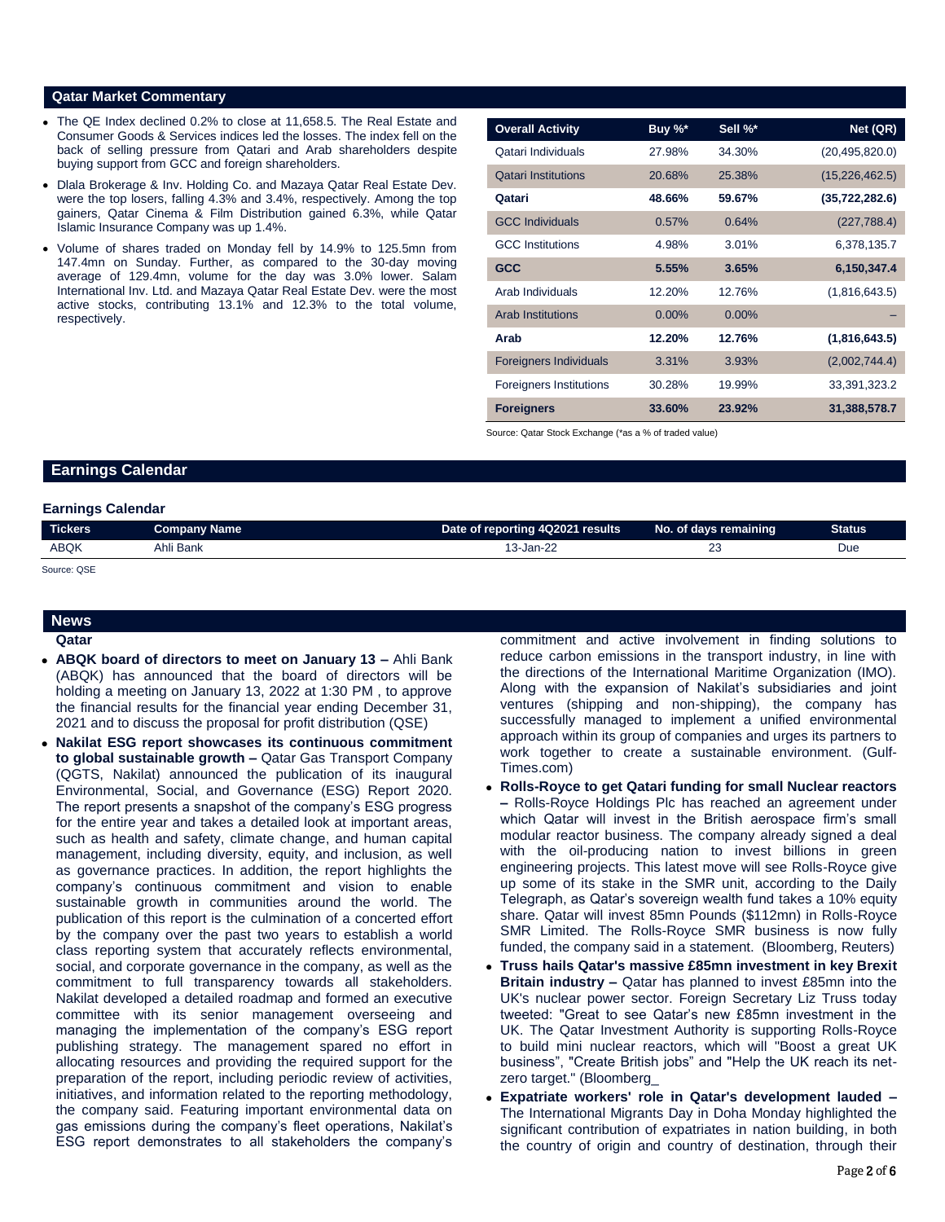## Qatar Market Commentary

- The QE Index declined 0.2% to close at 11,658.5. The Real Estate and Consumer Goods & Services indices led the losses. The index fell on the back of selling pressure from Qatari and Arab shareholders despite buying support from GCC and foreign shareholders.
- Dlala Brokerage & Inv. Holding Co. and Mazaya Qatar Real Estate Dev. were the top losers, falling 4.3% and 3.4%, respectively. Among the top gainers, Qatar Cinema & Film Distribution gained 6.3%, while Qatar Islamic Insurance Company was up 1.4%.
- Volume of shares traded on Monday fell by 14.9% to 125.5mn from 147.4mn on Sunday. Further, as compared to the 30-day moving average of 129.4mn, volume for the day was 3.0% lower. Salam International Inv. Ltd. and Mazaya Qatar Real Estate Dev. were the most active stocks, contributing 13.1% and 12.3% to the total volume, respectively.

| Overall Activity | Buy %* | Sell %* | Net (QR) |
|---|---|---|---|
| Qatari Individuals | 27.98% | 34.30% | (20,495,820.0) |
| Qatari Institutions | 20.68% | 25.38% | (15,226,462.5) |
| **Qatari** | **48.66%** | **59.67%** | **(35,722,282.6)** |
| GCC Individuals | 0.57% | 0.64% | (227,788.4) |
| GCC Institutions | 4.98% | 3.01% | 6,378,135.7 |
| **GCC** | **5.55%** | **3.65%** | **6,150,347.4** |
| Arab Individuals | 12.20% | 12.76% | (1,816,643.5) |
| Arab Institutions | 0.00% | 0.00% | – |
| **Arab** | **12.20%** | **12.76%** | **(1,816,643.5)** |
| Foreigners Individuals | 3.31% | 3.93% | (2,002,744.4) |
| Foreigners Institutions | 30.28% | 19.99% | 33,391,323.2 |
| **Foreigners** | **33.60%** | **23.92%** | **31,388,578.7** |

Source: Qatar Stock Exchange (*as a % of traded value)

## Earnings Calendar

### Earnings Calendar

| Tickers | Company Name | Date of reporting 4Q2021 results | No. of days remaining | Status |
|---|---|---|---|---|
| ABQK | Ahli Bank | 13-Jan-22 | 23 | Due |

Source: QSE

## News

### Qatar

- **ABQK board of directors to meet on January 13 –** Ahli Bank (ABQK) has announced that the board of directors will be holding a meeting on January 13, 2022 at 1:30 PM , to approve the financial results for the financial year ending December 31, 2021 and to discuss the proposal for profit distribution (QSE)
- **Nakilat ESG report showcases its continuous commitment to global sustainable growth –** Qatar Gas Transport Company (QGTS, Nakilat) announced the publication of its inaugural Environmental, Social, and Governance (ESG) Report 2020. The report presents a snapshot of the company's ESG progress for the entire year and takes a detailed look at important areas, such as health and safety, climate change, and human capital management, including diversity, equity, and inclusion, as well as governance practices. In addition, the report highlights the company's continuous commitment and vision to enable sustainable growth in communities around the world. The publication of this report is the culmination of a concerted effort by the company over the past two years to establish a world class reporting system that accurately reflects environmental, social, and corporate governance in the company, as well as the commitment to full transparency towards all stakeholders. Nakilat developed a detailed roadmap and formed an executive committee with its senior management overseeing and managing the implementation of the company's ESG report publishing strategy. The management spared no effort in allocating resources and providing the required support for the preparation of the report, including periodic review of activities, initiatives, and information related to the reporting methodology, the company said. Featuring important environmental data on gas emissions during the company's fleet operations, Nakilat's ESG report demonstrates to all stakeholders the company's commitment and active involvement in finding solutions to reduce carbon emissions in the transport industry, in line with the directions of the International Maritime Organization (IMO). Along with the expansion of Nakilat's subsidiaries and joint ventures (shipping and non-shipping), the company has successfully managed to implement a unified environmental approach within its group of companies and urges its partners to work together to create a sustainable environment. (Gulf-Times.com)
- **Rolls-Royce to get Qatari funding for small Nuclear reactors –** Rolls-Royce Holdings Plc has reached an agreement under which Qatar will invest in the British aerospace firm's small modular reactor business. The company already signed a deal with the oil-producing nation to invest billions in green engineering projects. This latest move will see Rolls-Royce give up some of its stake in the SMR unit, according to the Daily Telegraph, as Qatar's sovereign wealth fund takes a 10% equity share. Qatar will invest 85mn Pounds ($112mn) in Rolls-Royce SMR Limited. The Rolls-Royce SMR business is now fully funded, the company said in a statement. (Bloomberg, Reuters)
- **Truss hails Qatar's massive £85mn investment in key Brexit Britain industry –** Qatar has planned to invest £85mn into the UK's nuclear power sector. Foreign Secretary Liz Truss today tweeted: "Great to see Qatar's new £85mn investment in the UK. The Qatar Investment Authority is supporting Rolls-Royce to build mini nuclear reactors, which will "Boost a great UK business", "Create British jobs" and "Help the UK reach its net-zero target." (Bloomberg_
- **Expatriate workers' role in Qatar's development lauded –** The International Migrants Day in Doha Monday highlighted the significant contribution of expatriates in nation building, in both the country of origin and country of destination, through their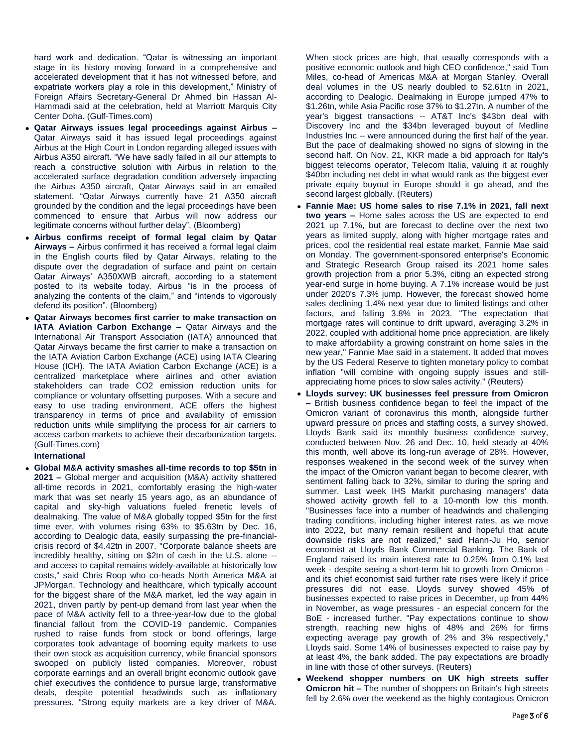hard work and dedication. "Qatar is witnessing an important stage in its history moving forward in a comprehensive and accelerated development that it has not witnessed before, and expatriate workers play a role in this development," Ministry of Foreign Affairs Secretary-General Dr Ahmed bin Hassan Al-Hammadi said at the celebration, held at Marriott Marquis City Center Doha. (Gulf-Times.com)

- **Qatar Airways issues legal proceedings against Airbus –** Qatar Airways said it has issued legal proceedings against Airbus at the High Court in London regarding alleged issues with Airbus A350 aircraft. "We have sadly failed in all our attempts to reach a constructive solution with Airbus in relation to the accelerated surface degradation condition adversely impacting the Airbus A350 aircraft, Qatar Airways said in an emailed statement. "Qatar Airways currently have 21 A350 aircraft grounded by the condition and the legal proceedings have been commenced to ensure that Airbus will now address our legitimate concerns without further delay". (Bloomberg)
- **Airbus confirms receipt of formal legal claim by Qatar Airways –** Airbus confirmed it has received a formal legal claim in the English courts filed by Qatar Airways, relating to the dispute over the degradation of surface and paint on certain Qatar Airways' A350XWB aircraft, according to a statement posted to its website today. Airbus "is in the process of analyzing the contents of the claim," and "intends to vigorously defend its position". (Bloomberg)
- **Qatar Airways becomes first carrier to make transaction on IATA Aviation Carbon Exchange –** Qatar Airways and the International Air Transport Association (IATA) announced that Qatar Airways became the first carrier to make a transaction on the IATA Aviation Carbon Exchange (ACE) using IATA Clearing House (ICH). The IATA Aviation Carbon Exchange (ACE) is a centralized marketplace where airlines and other aviation stakeholders can trade CO2 emission reduction units for compliance or voluntary offsetting purposes. With a secure and easy to use trading environment, ACE offers the highest transparency in terms of price and availability of emission reduction units while simplifying the process for air carriers to access carbon markets to achieve their decarbonization targets. (Gulf-Times.com)

**International**

- **Global M&A activity smashes all-time records to top $5tn in 2021 –** Global merger and acquisition (M&A) activity shattered all-time records in 2021, comfortably erasing the high-water mark that was set nearly 15 years ago, as an abundance of capital and sky-high valuations fueled frenetic levels of dealmaking. The value of M&A globally topped $5tn for the first time ever, with volumes rising 63% to $5.63tn by Dec. 16, according to Dealogic data, easily surpassing the pre-financial-crisis record of $4.42tn in 2007. "Corporate balance sheets are incredibly healthy, sitting on $2tn of cash in the U.S. alone -- and access to capital remains widely-available at historically low costs," said Chris Roop who co-heads North America M&A at JPMorgan. Technology and healthcare, which typically account for the biggest share of the M&A market, led the way again in 2021, driven partly by pent-up demand from last year when the pace of M&A activity fell to a three-year-low due to the global financial fallout from the COVID-19 pandemic. Companies rushed to raise funds from stock or bond offerings, large corporates took advantage of booming equity markets to use their own stock as acquisition currency, while financial sponsors swooped on publicly listed companies. Moreover, robust corporate earnings and an overall bright economic outlook gave chief executives the confidence to pursue large, transformative deals, despite potential headwinds such as inflationary pressures. "Strong equity markets are a key driver of M&A. When stock prices are high, that usually corresponds with a positive economic outlook and high CEO confidence," said Tom Miles, co-head of Americas M&A at Morgan Stanley. Overall deal volumes in the US nearly doubled to $2.61tn in 2021, according to Dealogic. Dealmaking in Europe jumped 47% to $1.26tn, while Asia Pacific rose 37% to $1.27tn. A number of the year's biggest transactions -- AT&T Inc's $43bn deal with Discovery Inc and the $34bn leveraged buyout of Medline Industries Inc -- were announced during the first half of the year. But the pace of dealmaking showed no signs of slowing in the second half. On Nov. 21, KKR made a bid approach for Italy's biggest telecoms operator, Telecom Italia, valuing it at roughly $40bn including net debt in what would rank as the biggest ever private equity buyout in Europe should it go ahead, and the second largest globally. (Reuters)
- **Fannie Mae: US home sales to rise 7.1% in 2021, fall next two years –** Home sales across the US are expected to end 2021 up 7.1%, but are forecast to decline over the next two years as limited supply, along with higher mortgage rates and prices, cool the residential real estate market, Fannie Mae said on Monday. The government-sponsored enterprise's Economic and Strategic Research Group raised its 2021 home sales growth projection from a prior 5.3%, citing an expected strong year-end surge in home buying. A 7.1% increase would be just under 2020's 7.3% jump. However, the forecast showed home sales declining 1.4% next year due to limited listings and other factors, and falling 3.8% in 2023. "The expectation that mortgage rates will continue to drift upward, averaging 3.2% in 2022, coupled with additional home price appreciation, are likely to make affordability a growing constraint on home sales in the new year," Fannie Mae said in a statement. It added that moves by the US Federal Reserve to tighten monetary policy to combat inflation "will combine with ongoing supply issues and still-appreciating home prices to slow sales activity." (Reuters)
- **Lloyds survey: UK businesses feel pressure from Omicron –** British business confidence began to feel the impact of the Omicron variant of coronavirus this month, alongside further upward pressure on prices and staffing costs, a survey showed. Lloyds Bank said its monthly business confidence survey, conducted between Nov. 26 and Dec. 10, held steady at 40% this month, well above its long-run average of 28%. However, responses weakened in the second week of the survey when the impact of the Omicron variant began to become clearer, with sentiment falling back to 32%, similar to during the spring and summer. Last week IHS Markit purchasing managers' data showed activity growth fell to a 10-month low this month. "Businesses face into a number of headwinds and challenging trading conditions, including higher interest rates, as we move into 2022, but many remain resilient and hopeful that acute downside risks are not realized," said Hann-Ju Ho, senior economist at Lloyds Bank Commercial Banking. The Bank of England raised its main interest rate to 0.25% from 0.1% last week - despite seeing a short-term hit to growth from Omicron - and its chief economist said further rate rises were likely if price pressures did not ease. Lloyds survey showed 45% of businesses expected to raise prices in December, up from 44% in November, as wage pressures - an especial concern for the BoE - increased further. "Pay expectations continue to show strength, reaching new highs of 48% and 26% for firms expecting average pay growth of 2% and 3% respectively," Lloyds said. Some 14% of businesses expected to raise pay by at least 4%, the bank added. The pay expectations are broadly in line with those of other surveys. (Reuters)
- **Weekend shopper numbers on UK high streets suffer Omicron hit –** The number of shoppers on Britain's high streets fell by 2.6% over the weekend as the highly contagious Omicron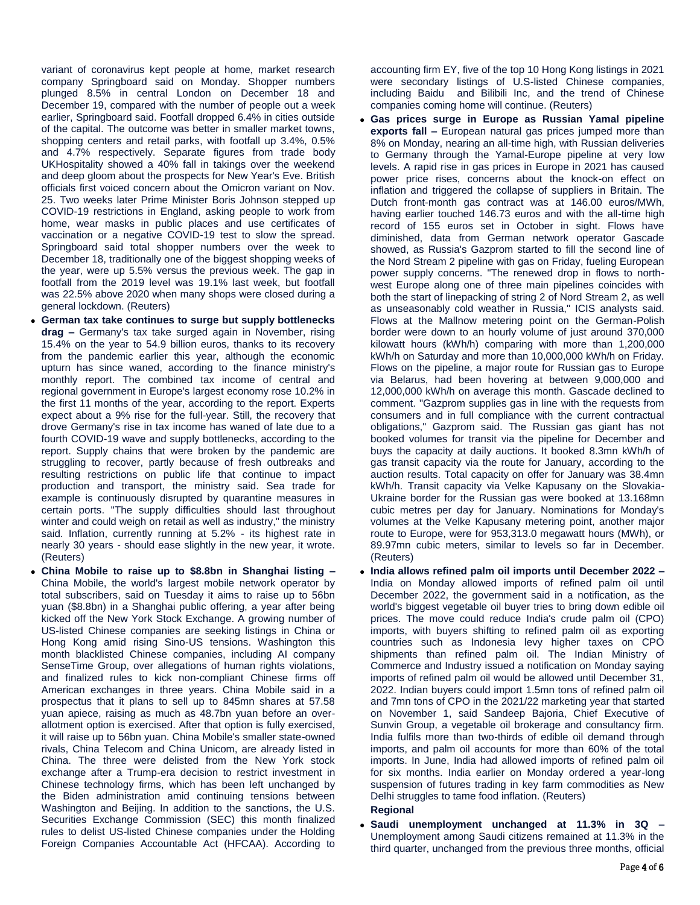variant of coronavirus kept people at home, market research company Springboard said on Monday. Shopper numbers plunged 8.5% in central London on December 18 and December 19, compared with the number of people out a week earlier, Springboard said. Footfall dropped 6.4% in cities outside of the capital. The outcome was better in smaller market towns, shopping centers and retail parks, with footfall up 3.4%, 0.5% and 4.7% respectively. Separate figures from trade body UKHospitality showed a 40% fall in takings over the weekend and deep gloom about the prospects for New Year's Eve. British officials first voiced concern about the Omicron variant on Nov. 25. Two weeks later Prime Minister Boris Johnson stepped up COVID-19 restrictions in England, asking people to work from home, wear masks in public places and use certificates of vaccination or a negative COVID-19 test to slow the spread. Springboard said total shopper numbers over the week to December 18, traditionally one of the biggest shopping weeks of the year, were up 5.5% versus the previous week. The gap in footfall from the 2019 level was 19.1% last week, but footfall was 22.5% above 2020 when many shops were closed during a general lockdown. (Reuters)

- **German tax take continues to surge but supply bottlenecks drag –** Germany's tax take surged again in November, rising 15.4% on the year to 54.9 billion euros, thanks to its recovery from the pandemic earlier this year, although the economic upturn has since waned, according to the finance ministry's monthly report. The combined tax income of central and regional government in Europe's largest economy rose 10.2% in the first 11 months of the year, according to the report. Experts expect about a 9% rise for the full-year. Still, the recovery that drove Germany's rise in tax income has waned of late due to a fourth COVID-19 wave and supply bottlenecks, according to the report. Supply chains that were broken by the pandemic are struggling to recover, partly because of fresh outbreaks and resulting restrictions on public life that continue to impact production and transport, the ministry said. Sea trade for example is continuously disrupted by quarantine measures in certain ports. "The supply difficulties should last throughout winter and could weigh on retail as well as industry," the ministry said. Inflation, currently running at 5.2% - its highest rate in nearly 30 years - should ease slightly in the new year, it wrote. (Reuters)
- **China Mobile to raise up to $8.8bn in Shanghai listing –** China Mobile, the world's largest mobile network operator by total subscribers, said on Tuesday it aims to raise up to 56bn yuan ($8.8bn) in a Shanghai public offering, a year after being kicked off the New York Stock Exchange. A growing number of US-listed Chinese companies are seeking listings in China or Hong Kong amid rising Sino-US tensions. Washington this month blacklisted Chinese companies, including AI company SenseTime Group, over allegations of human rights violations, and finalized rules to kick non-compliant Chinese firms off American exchanges in three years. China Mobile said in a prospectus that it plans to sell up to 845mn shares at 57.58 yuan apiece, raising as much as 48.7bn yuan before an over-allotment option is exercised. After that option is fully exercised, it will raise up to 56bn yuan. China Mobile's smaller state-owned rivals, China Telecom and China Unicom, are already listed in China. The three were delisted from the New York stock exchange after a Trump-era decision to restrict investment in Chinese technology firms, which has been left unchanged by the Biden administration amid continuing tensions between Washington and Beijing. In addition to the sanctions, the U.S. Securities Exchange Commission (SEC) this month finalized rules to delist US-listed Chinese companies under the Holding Foreign Companies Accountable Act (HFCAA). According to accounting firm EY, five of the top 10 Hong Kong listings in 2021 were secondary listings of U.S-listed Chinese companies, including Baidu and Bilibili Inc, and the trend of Chinese companies coming home will continue. (Reuters)
- **Gas prices surge in Europe as Russian Yamal pipeline exports fall –** European natural gas prices jumped more than 8% on Monday, nearing an all-time high, with Russian deliveries to Germany through the Yamal-Europe pipeline at very low levels. A rapid rise in gas prices in Europe in 2021 has caused power price rises, concerns about the knock-on effect on inflation and triggered the collapse of suppliers in Britain. The Dutch front-month gas contract was at 146.00 euros/MWh, having earlier touched 146.73 euros and with the all-time high record of 155 euros set in October in sight. Flows have diminished, data from German network operator Gascade showed, as Russia's Gazprom started to fill the second line of the Nord Stream 2 pipeline with gas on Friday, fueling European power supply concerns. "The renewed drop in flows to north-west Europe along one of three main pipelines coincides with both the start of linepacking of string 2 of Nord Stream 2, as well as unseasonably cold weather in Russia," ICIS analysts said. Flows at the Mallnow metering point on the German-Polish border were down to an hourly volume of just around 370,000 kilowatt hours (kWh/h) comparing with more than 1,200,000 kWh/h on Saturday and more than 10,000,000 kWh/h on Friday. Flows on the pipeline, a major route for Russian gas to Europe via Belarus, had been hovering at between 9,000,000 and 12,000,000 kWh/h on average this month. Gascade declined to comment. "Gazprom supplies gas in line with the requests from consumers and in full compliance with the current contractual obligations," Gazprom said. The Russian gas giant has not booked volumes for transit via the pipeline for December and buys the capacity at daily auctions. It booked 8.3mn kWh/h of gas transit capacity via the route for January, according to the auction results. Total capacity on offer for January was 38.4mn kWh/h. Transit capacity via Velke Kapusany on the Slovakia-Ukraine border for the Russian gas were booked at 13.168mn cubic metres per day for January. Nominations for Monday's volumes at the Velke Kapusany metering point, another major route to Europe, were for 953,313.0 megawatt hours (MWh), or 89.97mn cubic meters, similar to levels so far in December. (Reuters)
- **India allows refined palm oil imports until December 2022 –** India on Monday allowed imports of refined palm oil until December 2022, the government said in a notification, as the world's biggest vegetable oil buyer tries to bring down edible oil prices. The move could reduce India's crude palm oil (CPO) imports, with buyers shifting to refined palm oil as exporting countries such as Indonesia levy higher taxes on CPO shipments than refined palm oil. The Indian Ministry of Commerce and Industry issued a notification on Monday saying imports of refined palm oil would be allowed until December 31, 2022. Indian buyers could import 1.5mn tons of refined palm oil and 7mn tons of CPO in the 2021/22 marketing year that started on November 1, said Sandeep Bajoria, Chief Executive of Sunvin Group, a vegetable oil brokerage and consultancy firm. India fulfils more than two-thirds of edible oil demand through imports, and palm oil accounts for more than 60% of the total imports. In June, India had allowed imports of refined palm oil for six months. India earlier on Monday ordered a year-long suspension of futures trading in key farm commodities as New Delhi struggles to tame food inflation. (Reuters)

**Regional**

- **Saudi unemployment unchanged at 11.3% in 3Q –** Unemployment among Saudi citizens remained at 11.3% in the third quarter, unchanged from the previous three months, official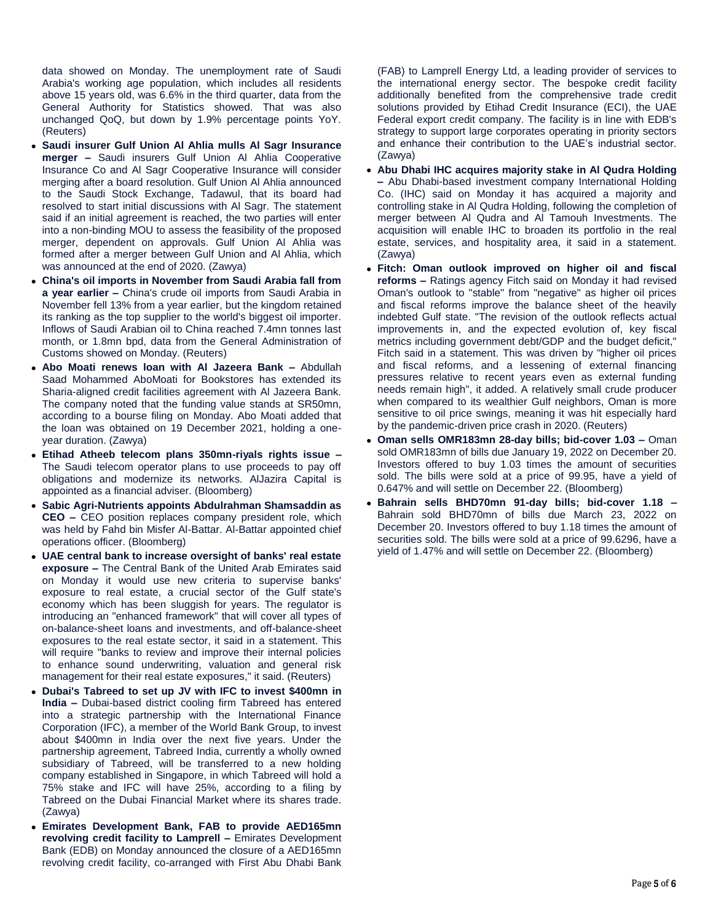data showed on Monday. The unemployment rate of Saudi Arabia's working age population, which includes all residents above 15 years old, was 6.6% in the third quarter, data from the General Authority for Statistics showed. That was also unchanged QoQ, but down by 1.9% percentage points YoY. (Reuters)

- **Saudi insurer Gulf Union Al Ahlia mulls Al Sagr Insurance merger –** Saudi insurers Gulf Union Al Ahlia Cooperative Insurance Co and Al Sagr Cooperative Insurance will consider merging after a board resolution. Gulf Union Al Ahlia announced to the Saudi Stock Exchange, Tadawul, that its board had resolved to start initial discussions with Al Sagr. The statement said if an initial agreement is reached, the two parties will enter into a non-binding MOU to assess the feasibility of the proposed merger, dependent on approvals. Gulf Union Al Ahlia was formed after a merger between Gulf Union and Al Ahlia, which was announced at the end of 2020. (Zawya)
- **China's oil imports in November from Saudi Arabia fall from a year earlier –** China's crude oil imports from Saudi Arabia in November fell 13% from a year earlier, but the kingdom retained its ranking as the top supplier to the world's biggest oil importer. Inflows of Saudi Arabian oil to China reached 7.4mn tonnes last month, or 1.8mn bpd, data from the General Administration of Customs showed on Monday. (Reuters)
- **Abo Moati renews loan with Al Jazeera Bank –** Abdullah Saad Mohammed AboMoati for Bookstores has extended its Sharia-aligned credit facilities agreement with Al Jazeera Bank. The company noted that the funding value stands at SR50mn, according to a bourse filing on Monday. Abo Moati added that the loan was obtained on 19 December 2021, holding a one-year duration. (Zawya)
- **Etihad Atheeb telecom plans 350mn-riyals rights issue –** The Saudi telecom operator plans to use proceeds to pay off obligations and modernize its networks. AlJazira Capital is appointed as a financial adviser. (Bloomberg)
- **Sabic Agri-Nutrients appoints Abdulrahman Shamsaddin as CEO –** CEO position replaces company president role, which was held by Fahd bin Misfer Al-Battar. Al-Battar appointed chief operations officer. (Bloomberg)
- **UAE central bank to increase oversight of banks' real estate exposure –** The Central Bank of the United Arab Emirates said on Monday it would use new criteria to supervise banks' exposure to real estate, a crucial sector of the Gulf state's economy which has been sluggish for years. The regulator is introducing an "enhanced framework" that will cover all types of on-balance-sheet loans and investments, and off-balance-sheet exposures to the real estate sector, it said in a statement. This will require "banks to review and improve their internal policies to enhance sound underwriting, valuation and general risk management for their real estate exposures," it said. (Reuters)
- **Dubai's Tabreed to set up JV with IFC to invest $400mn in India –** Dubai-based district cooling firm Tabreed has entered into a strategic partnership with the International Finance Corporation (IFC), a member of the World Bank Group, to invest about $400mn in India over the next five years. Under the partnership agreement, Tabreed India, currently a wholly owned subsidiary of Tabreed, will be transferred to a new holding company established in Singapore, in which Tabreed will hold a 75% stake and IFC will have 25%, according to a filing by Tabreed on the Dubai Financial Market where its shares trade. (Zawya)
- **Emirates Development Bank, FAB to provide AED165mn revolving credit facility to Lamprell –** Emirates Development Bank (EDB) on Monday announced the closure of a AED165mn revolving credit facility, co-arranged with First Abu Dhabi Bank (FAB) to Lamprell Energy Ltd, a leading provider of services to the international energy sector. The bespoke credit facility additionally benefited from the comprehensive trade credit solutions provided by Etihad Credit Insurance (ECI), the UAE Federal export credit company. The facility is in line with EDB's strategy to support large corporates operating in priority sectors and enhance their contribution to the UAE's industrial sector. (Zawya)
- **Abu Dhabi IHC acquires majority stake in Al Qudra Holding –** Abu Dhabi-based investment company International Holding Co. (IHC) said on Monday it has acquired a majority and controlling stake in Al Qudra Holding, following the completion of merger between Al Qudra and Al Tamouh Investments. The acquisition will enable IHC to broaden its portfolio in the real estate, services, and hospitality area, it said in a statement. (Zawya)
- **Fitch: Oman outlook improved on higher oil and fiscal reforms –** Ratings agency Fitch said on Monday it had revised Oman's outlook to "stable" from "negative" as higher oil prices and fiscal reforms improve the balance sheet of the heavily indebted Gulf state. "The revision of the outlook reflects actual improvements in, and the expected evolution of, key fiscal metrics including government debt/GDP and the budget deficit," Fitch said in a statement. This was driven by "higher oil prices and fiscal reforms, and a lessening of external financing pressures relative to recent years even as external funding needs remain high", it added. A relatively small crude producer when compared to its wealthier Gulf neighbors, Oman is more sensitive to oil price swings, meaning it was hit especially hard by the pandemic-driven price crash in 2020. (Reuters)
- **Oman sells OMR183mn 28-day bills; bid-cover 1.03 –** Oman sold OMR183mn of bills due January 19, 2022 on December 20. Investors offered to buy 1.03 times the amount of securities sold. The bills were sold at a price of 99.95, have a yield of 0.647% and will settle on December 22. (Bloomberg)
- **Bahrain sells BHD70mn 91-day bills; bid-cover 1.18 –** Bahrain sold BHD70mn of bills due March 23, 2022 on December 20. Investors offered to buy 1.18 times the amount of securities sold. The bills were sold at a price of 99.6296, have a yield of 1.47% and will settle on December 22. (Bloomberg)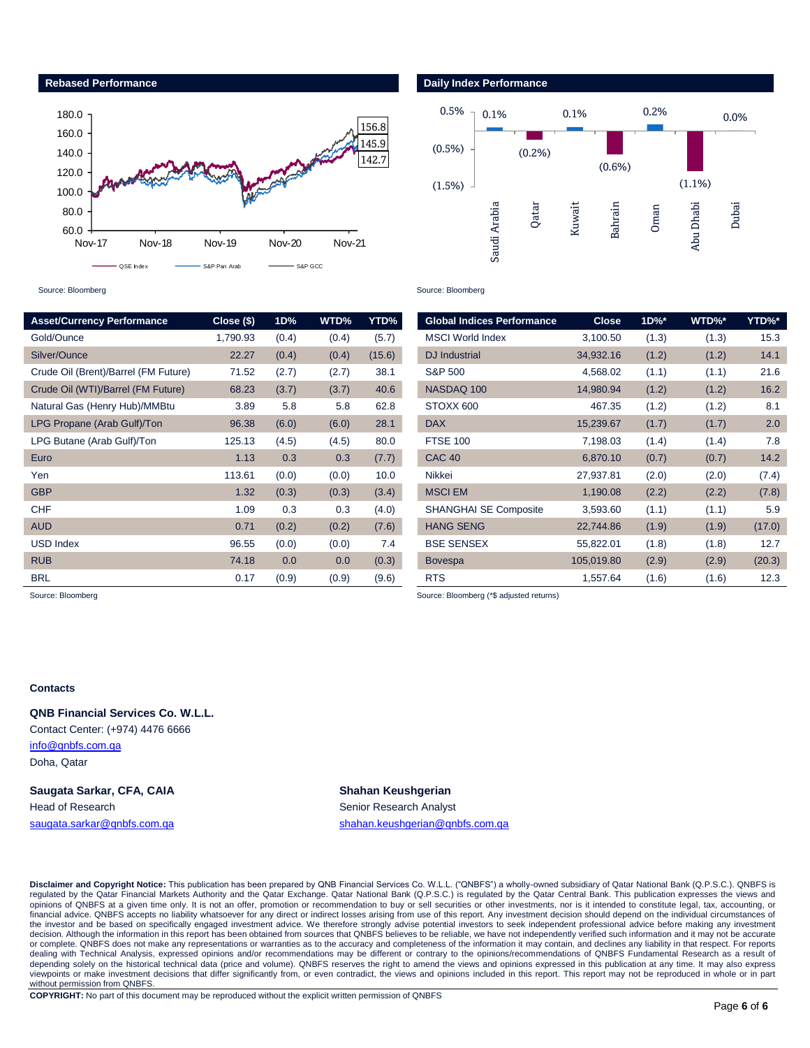**Rebased Performance**

180.0
160.0
140.0
120.0
100.0
80.0
60.0

156.8
145.9
142.7

Nov-17 Nov-18 Nov-19 Nov-20 Nov-21

QSE Index    S&P Pan Arab    S&P GCC

Source: Bloomberg

**Daily Index Performance**

0.5%
(0.5%)
(1.5%)

0.1% (0.2%) 0.1% (0.6%) 0.2% (1.1%) 0.0%

Saudi Arabia Qatar Kuwait Bahrain Oman Abu Dhabi Dubai

Source: Bloomberg

| Asset/Currency Performance | Close ($) | 1D% | WTD% | YTD% |
|---|---|---|---|---|
| Gold/Ounce | 1,790.93 | (0.4) | (0.4) | (5.7) |
| Silver/Ounce | 22.27 | (0.4) | (0.4) | (15.6) |
| Crude Oil (Brent)/Barrel (FM Future) | 71.52 | (2.7) | (2.7) | 38.1 |
| Crude Oil (WTI)/Barrel (FM Future) | 68.23 | (3.7) | (3.7) | 40.6 |
| Natural Gas (Henry Hub)/MMBtu | 3.89 | 5.8 | 5.8 | 62.8 |
| LPG Propane (Arab Gulf)/Ton | 96.38 | (6.0) | (6.0) | 28.1 |
| LPG Butane (Arab Gulf)/Ton | 125.13 | (4.5) | (4.5) | 80.0 |
| Euro | 1.13 | 0.3 | 0.3 | (7.7) |
| Yen | 113.61 | (0.0) | (0.0) | 10.0 |
| GBP | 1.32 | (0.3) | (0.3) | (3.4) |
| CHF | 1.09 | 0.3 | 0.3 | (4.0) |
| AUD | 0.71 | (0.2) | (0.2) | (7.6) |
| USD Index | 96.55 | (0.0) | (0.0) | 7.4 |
| RUB | 74.18 | 0.0 | 0.0 | (0.3) |
| BRL | 0.17 | (0.9) | (0.9) | (9.6) |

Source: Bloomberg

| Global Indices Performance | Close | 1D%* | WTD%* | YTD%* |
|---|---|---|---|---|
| MSCI World Index | 3,100.50 | (1.3) | (1.3) | 15.3 |
| DJ Industrial | 34,932.16 | (1.2) | (1.2) | 14.1 |
| S&P 500 | 4,568.02 | (1.1) | (1.1) | 21.6 |
| NASDAQ 100 | 14,980.94 | (1.2) | (1.2) | 16.2 |
| STOXX 600 | 467.35 | (1.2) | (1.2) | 8.1 |
| DAX | 15,239.67 | (1.7) | (1.7) | 2.0 |
| FTSE 100 | 7,198.03 | (1.4) | (1.4) | 7.8 |
| CAC 40 | 6,870.10 | (0.7) | (0.7) | 14.2 |
| Nikkei | 27,937.81 | (2.0) | (2.0) | (7.4) |
| MSCI EM | 1,190.08 | (2.2) | (2.2) | (7.8) |
| SHANGHAI SE Composite | 3,593.60 | (1.1) | (1.1) | 5.9 |
| HANG SENG | 22,744.86 | (1.9) | (1.9) | (17.0) |
| BSE SENSEX | 55,822.01 | (1.8) | (1.8) | 12.7 |
| Bovespa | 105,019.80 | (2.9) | (2.9) | (20.3) |
| RTS | 1,557.64 | (1.6) | (1.6) | 12.3 |

Source: Bloomberg (*$ adjusted returns)

**Contacts**

**QNB Financial Services Co. W.L.L.**
Contact Center: (+974) 4476 6666
info@qnbfs.com.qa
Doha, Qatar

**Saugata Sarkar, CFA, CAIA**
Head of Research
saugata.sarkar@qnbfs.com.qa

**Shahan Keushgerian**
Senior Research Analyst
shahan.keushgerian@qnbfs.com.qa

**Disclaimer and Copyright Notice:** This publication has been prepared by QNB Financial Services Co. W.L.L. ("QNBFS") a wholly-owned subsidiary of Qatar National Bank (Q.P.S.C.). QNBFS is regulated by the Qatar Financial Markets Authority and the Qatar Exchange. Qatar National Bank (Q.P.S.C.) is regulated by the Qatar Central Bank. This publication expresses the views and opinions of QNBFS at a given time only. It is not an offer, promotion or recommendation to buy or sell securities or other investments, nor is it intended to constitute legal, tax, accounting, or financial advice. QNBFS accepts no liability whatsoever for any direct or indirect losses arising from use of this report. Any investment decision should depend on the individual circumstances of the investor and be based on specifically engaged investment advice. We therefore strongly advise potential investors to seek independent professional advice before making any investment decision. Although the information in this report has been obtained from sources that QNBFS believes to be reliable, we have not independently verified such information and it may not be accurate or complete. QNBFS does not make any representations or warranties as to the accuracy and completeness of the information it may contain, and declines any liability in that respect. For reports dealing with Technical Analysis, expressed opinions and/or recommendations may be different or contrary to the opinions/recommendations of QNBFS Fundamental Research as a result of depending solely on the historical technical data (price and volume). QNBFS reserves the right to amend the views and opinions expressed in this publication at any time. It may also express viewpoints or make investment decisions that differ significantly from, or even contradict, the views and opinions included in this report. This report may not be reproduced in whole or in part without permission from QNBFS.

**COPYRIGHT:** No part of this document may be reproduced without the explicit written permission of QNBFS.